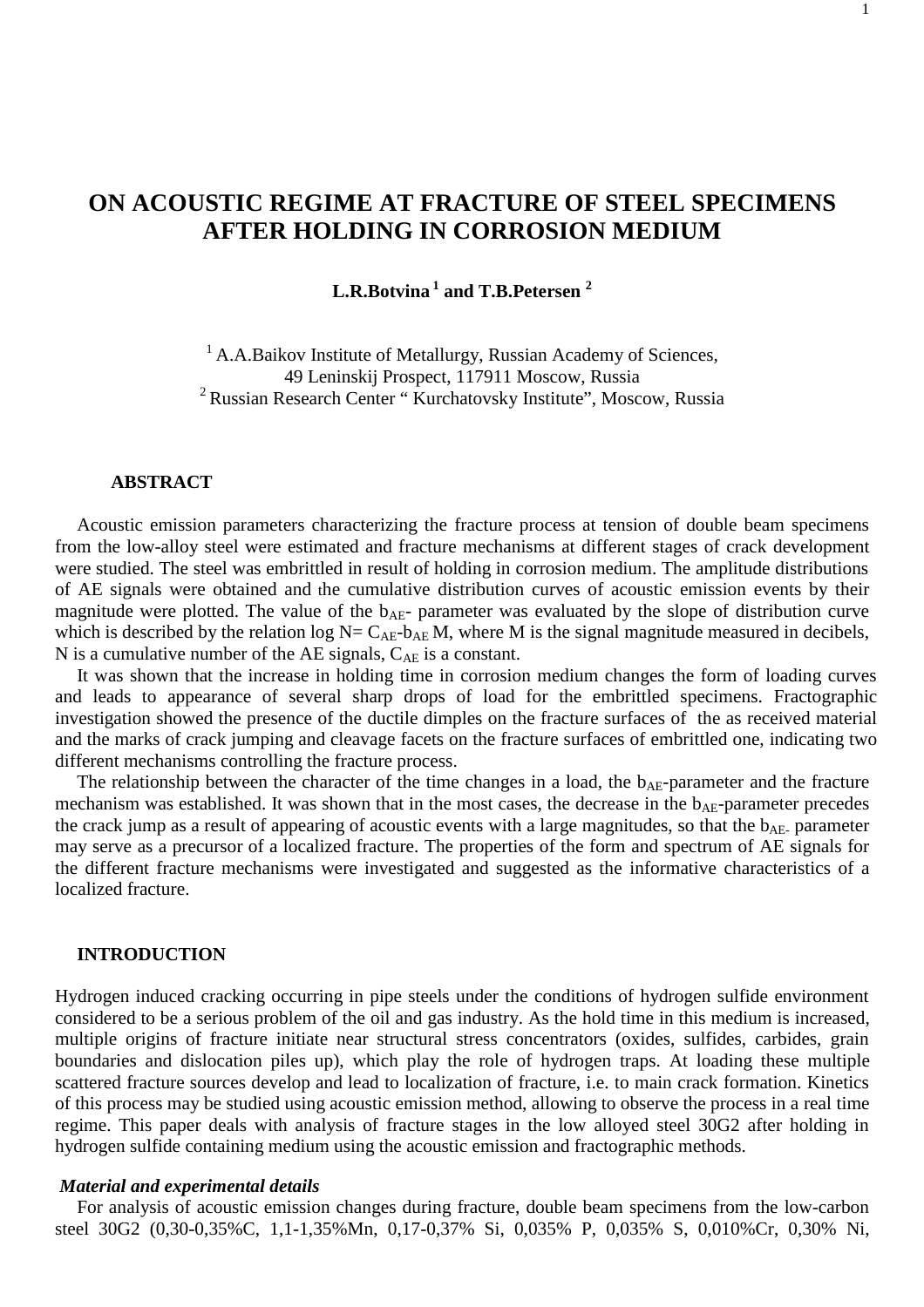# ON ACOUSTIC REGIME AT FRACTURE OF STEEL SPECIMENS AFTER HOLDING IN CORROSION MEDIUM

**L.R.Botvina [1] and T.B.Petersen [2]**

[1] A.A.Baikov Institute of Metallurgy, Russian Academy of Sciences, 49 Leninskij Prospect, 117911 Moscow, Russia
[2] Russian Research Center " Kurchatovsky Institute", Moscow, Russia

## ABSTRACT

Acoustic emission parameters characterizing the fracture process at tension of double beam specimens from the low-alloy steel were estimated and fracture mechanisms at different stages of crack development were studied. The steel was embrittled in result of holding in corrosion medium. The amplitude distributions of AE signals were obtained and the cumulative distribution curves of acoustic emission events by their magnitude were plotted. The value of the $b_{AE}$- parameter was evaluated by the slope of distribution curve which is described by the relation log N= $C_{AE}$-$b_{AE}$ M, where M is the signal magnitude measured in decibels, N is a cumulative number of the AE signals, $C_{AE}$ is a constant.

It was shown that the increase in holding time in corrosion medium changes the form of loading curves and leads to appearance of several sharp drops of load for the embrittled specimens. Fractographic investigation showed the presence of the ductile dimples on the fracture surfaces of the as received material and the marks of crack jumping and cleavage facets on the fracture surfaces of embrittled one, indicating two different mechanisms controlling the fracture process.

The relationship between the character of the time changes in a load, the $b_{AE}$-parameter and the fracture mechanism was established. It was shown that in the most cases, the decrease in the $b_{AE}$-parameter precedes the crack jump as a result of appearing of acoustic events with a large magnitudes, so that the $b_{AE-}$ parameter may serve as a precursor of a localized fracture. The properties of the form and spectrum of AE signals for the different fracture mechanisms were investigated and suggested as the informative characteristics of a localized fracture.

## INTRODUCTION

Hydrogen induced cracking occurring in pipe steels under the conditions of hydrogen sulfide environment considered to be a serious problem of the oil and gas industry. As the hold time in this medium is increased, multiple origins of fracture initiate near structural stress concentrators (oxides, sulfides, carbides, grain boundaries and dislocation piles up), which play the role of hydrogen traps. At loading these multiple scattered fracture sources develop and lead to localization of fracture, i.e. to main crack formation. Kinetics of this process may be studied using acoustic emission method, allowing to observe the process in a real time regime. This paper deals with analysis of fracture stages in the low alloyed steel 30G2 after holding in hydrogen sulfide containing medium using the acoustic emission and fractographic methods.

### *Material and experimental details*

For analysis of acoustic emission changes during fracture, double beam specimens from the low-carbon steel 30G2 (0,30-0,35%C, 1,1-1,35%Mn, 0,17-0,37% Si, 0,035% P, 0,035% S, 0,010%Cr, 0,30% Ni,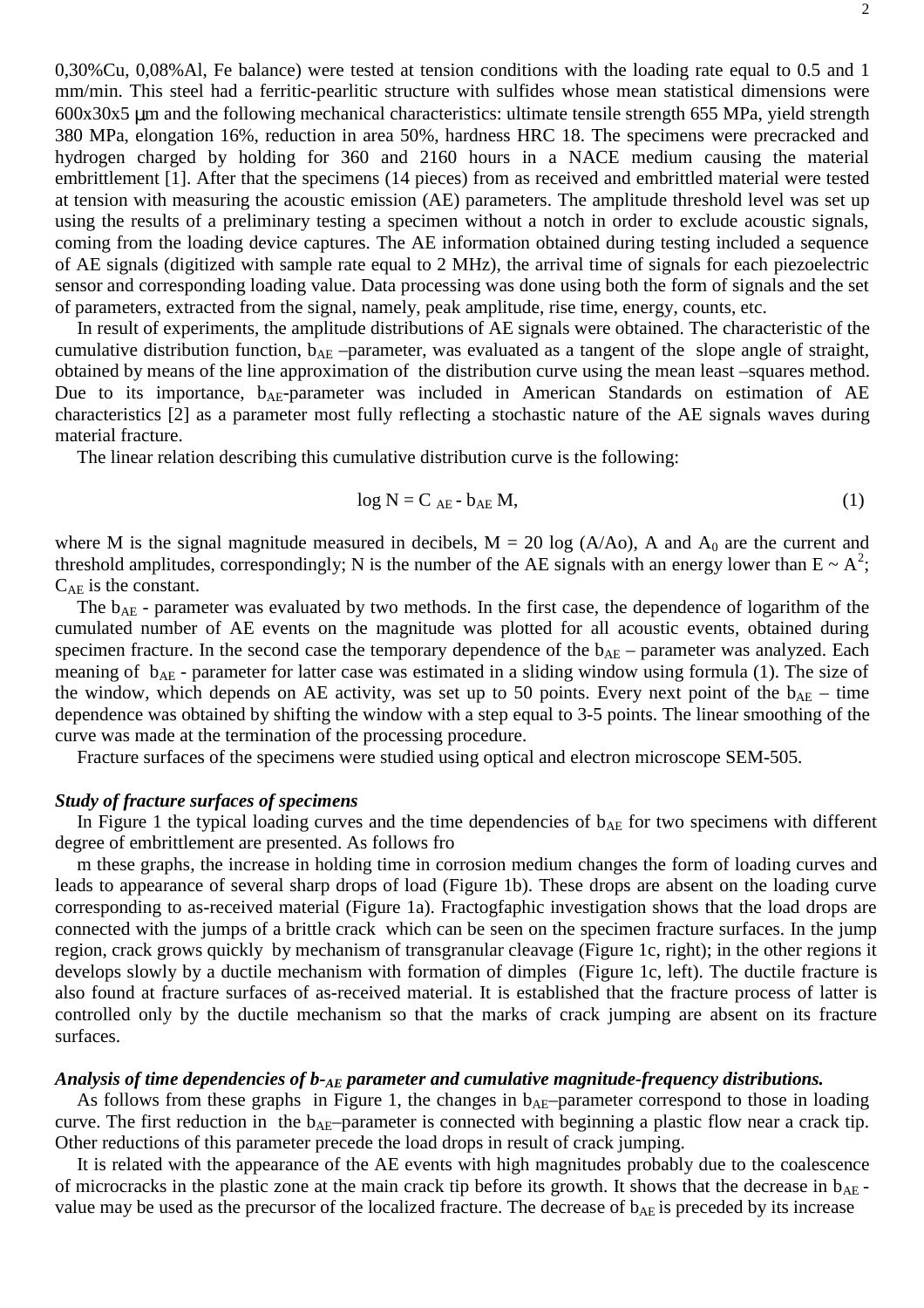0,30%Cu, 0,08%Al, Fe balance) were tested at tension conditions with the loading rate equal to 0.5 and 1 mm/min. This steel had a ferritic-pearlitic structure with sulfides whose mean statistical dimensions were 600x30x5 μm and the following mechanical characteristics: ultimate tensile strength 655 MPa, yield strength 380 MPa, elongation 16%, reduction in area 50%, hardness HRC 18. The specimens were precracked and hydrogen charged by holding for 360 and 2160 hours in a NACE medium causing the material embrittlement [1]. After that the specimens (14 pieces) from as received and embrittled material were tested at tension with measuring the acoustic emission (AE) parameters. The amplitude threshold level was set up using the results of a preliminary testing a specimen without a notch in order to exclude acoustic signals, coming from the loading device captures. The AE information obtained during testing included a sequence of AE signals (digitized with sample rate equal to 2 MHz), the arrival time of signals for each piezoelectric sensor and corresponding loading value. Data processing was done using both the form of signals and the set of parameters, extracted from the signal, namely, peak amplitude, rise time, energy, counts, etc.

In result of experiments, the amplitude distributions of AE signals were obtained. The characteristic of the cumulative distribution function, $b_{AE}$ –parameter, was evaluated as a tangent of the slope angle of straight, obtained by means of the line approximation of the distribution curve using the mean least –squares method. Due to its importance, $b_{AE}$-parameter was included in American Standards on estimation of AE characteristics [2] as a parameter most fully reflecting a stochastic nature of the AE signals waves during material fracture.

The linear relation describing this cumulative distribution curve is the following:

$$\log N = C_{AE} - b_{AE} M, \tag{1}$$

where M is the signal magnitude measured in decibels, $M = 20 \log (A/A_o)$, A and $A_0$ are the current and threshold amplitudes, correspondingly; N is the number of the AE signals with an energy lower than $E \sim A^2$; $C_{AE}$ is the constant.

The $b_{AE}$ - parameter was evaluated by two methods. In the first case, the dependence of logarithm of the cumulated number of AE events on the magnitude was plotted for all acoustic events, obtained during specimen fracture. In the second case the temporary dependence of the $b_{AE}$ – parameter was analyzed. Each meaning of $b_{AE}$ - parameter for latter case was estimated in a sliding window using formula (1). The size of the window, which depends on AE activity, was set up to 50 points. Every next point of the $b_{AE}$ – time dependence was obtained by shifting the window with a step equal to 3-5 points. The linear smoothing of the curve was made at the termination of the processing procedure.

Fracture surfaces of the specimens were studied using optical and electron microscope SEM-505.

***Study of fracture surfaces of specimens***

In Figure 1 the typical loading curves and the time dependencies of $b_{AE}$ for two specimens with different degree of embrittlement are presented. As follows fro

m these graphs, the increase in holding time in corrosion medium changes the form of loading curves and leads to appearance of several sharp drops of load (Figure 1b). These drops are absent on the loading curve corresponding to as-received material (Figure 1a). Fractogfaphic investigation shows that the load drops are connected with the jumps of a brittle crack which can be seen on the specimen fracture surfaces. In the jump region, crack grows quickly by mechanism of transgranular cleavage (Figure 1c, right); in the other regions it develops slowly by a ductile mechanism with formation of dimples (Figure 1c, left). The ductile fracture is also found at fracture surfaces of as-received material. It is established that the fracture process of latter is controlled only by the ductile mechanism so that the marks of crack jumping are absent on its fracture surfaces.

***Analysis of time dependencies of b-$_{AE}$ parameter and cumulative magnitude-frequency distributions.***

As follows from these graphs in Figure 1, the changes in $b_{AE}$–parameter correspond to those in loading curve. The first reduction in the $b_{AE}$–parameter is connected with beginning a plastic flow near a crack tip. Other reductions of this parameter precede the load drops in result of crack jumping.

It is related with the appearance of the AE events with high magnitudes probably due to the coalescence of microcracks in the plastic zone at the main crack tip before its growth. It shows that the decrease in $b_{AE}$ - value may be used as the precursor of the localized fracture. The decrease of $b_{AE}$ is preceded by its increase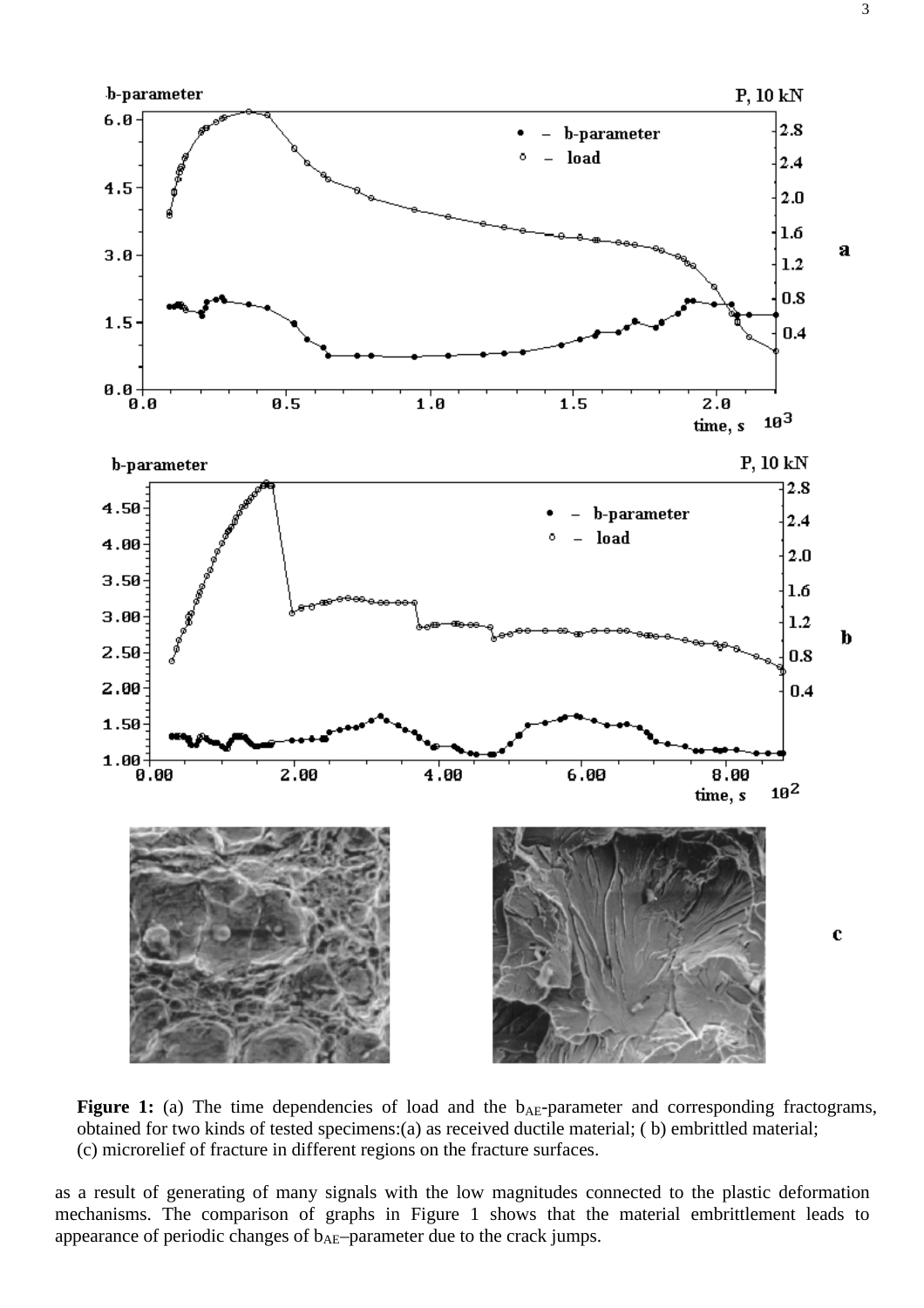**Figure 1:** (a) The time dependencies of load and the $b_{AE}$-parameter and corresponding fractograms, obtained for two kinds of tested specimens:(a) as received ductile material; ( b) embrittled material; (c) microrelief of fracture in different regions on the fracture surfaces.

as a result of generating of many signals with the low magnitudes connected to the plastic deformation mechanisms. The comparison of graphs in Figure 1 shows that the material embrittlement leads to appearance of periodic changes of $b_{AE}$–parameter due to the crack jumps.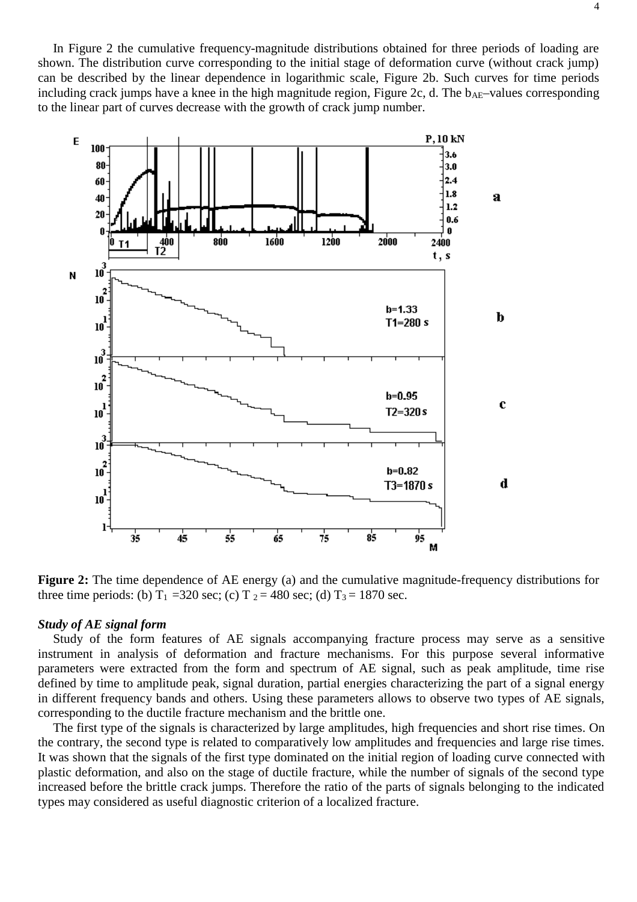In Figure 2 the cumulative frequency-magnitude distributions obtained for three periods of loading are shown. The distribution curve corresponding to the initial stage of deformation curve (without crack jump) can be described by the linear dependence in logarithmic scale, Figure 2b. Such curves for time periods including crack jumps have a knee in the high magnitude region, Figure 2c, d. The $b_{AE}$–values corresponding to the linear part of curves decrease with the growth of crack jump number.

**Figure 2:** The time dependence of AE energy (a) and the cumulative magnitude-frequency distributions for three time periods: (b) $T_1$ =320 sec; (c) $T_2$ = 480 sec; (d) $T_3$ = 1870 sec.

***Study of AE signal form***

Study of the form features of AE signals accompanying fracture process may serve as a sensitive instrument in analysis of deformation and fracture mechanisms. For this purpose several informative parameters were extracted from the form and spectrum of AE signal, such as peak amplitude, time rise defined by time to amplitude peak, signal duration, partial energies characterizing the part of a signal energy in different frequency bands and others. Using these parameters allows to observe two types of AE signals, corresponding to the ductile fracture mechanism and the brittle one.

The first type of the signals is characterized by large amplitudes, high frequencies and short rise times. On the contrary, the second type is related to comparatively low amplitudes and frequencies and large rise times. It was shown that the signals of the first type dominated on the initial region of loading curve connected with plastic deformation, and also on the stage of ductile fracture, while the number of signals of the second type increased before the brittle crack jumps. Therefore the ratio of the parts of signals belonging to the indicated types may considered as useful diagnostic criterion of a localized fracture.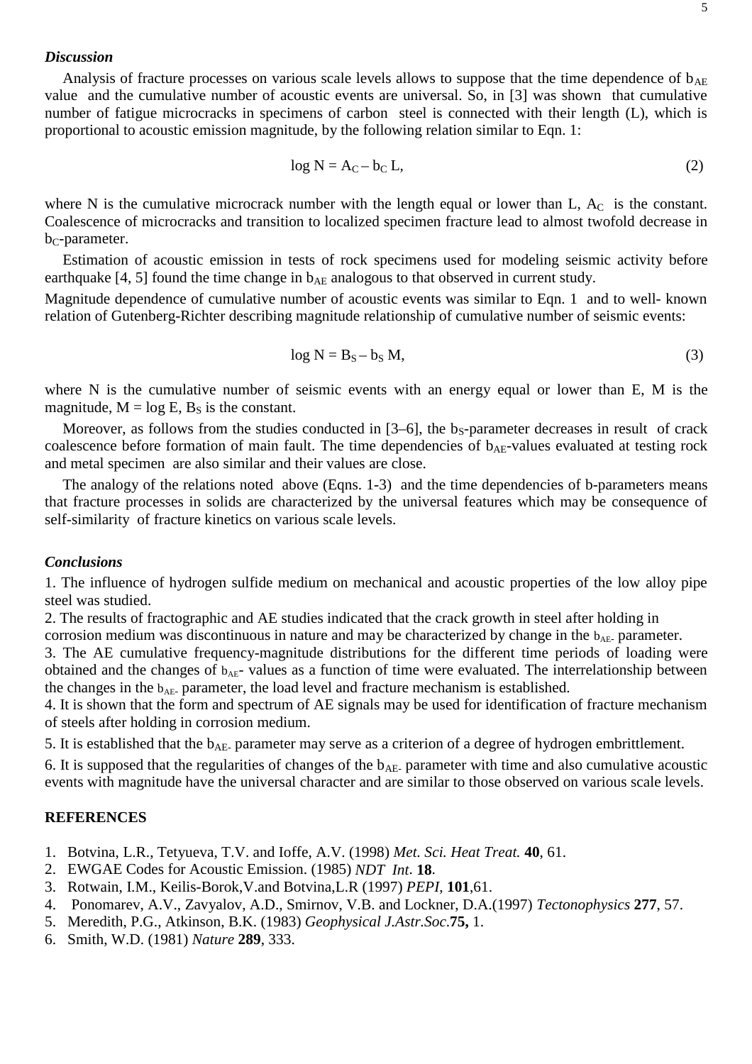### *Discussion*

Analysis of fracture processes on various scale levels allows to suppose that the time dependence of $b_{AE}$ value and the cumulative number of acoustic events are universal. So, in [3] was shown that cumulative number of fatigue microcracks in specimens of carbon steel is connected with their length (L), which is proportional to acoustic emission magnitude, by the following relation similar to Eqn. 1:

$$\log N = A_C - b_C L, \tag{2}$$

where N is the cumulative microcrack number with the length equal or lower than L, $A_C$ is the constant. Coalescence of microcracks and transition to localized specimen fracture lead to almost twofold decrease in $b_C$-parameter.

Estimation of acoustic emission in tests of rock specimens used for modeling seismic activity before earthquake [4, 5] found the time change in $b_{AE}$ analogous to that observed in current study.

Magnitude dependence of cumulative number of acoustic events was similar to Eqn. 1 and to well- known relation of Gutenberg-Richter describing magnitude relationship of cumulative number of seismic events:

$$\log N = B_S - b_S M, \tag{3}$$

where N is the cumulative number of seismic events with an energy equal or lower than E, M is the magnitude, $M = \log E$, $B_S$ is the constant.

Moreover, as follows from the studies conducted in [3–6], the $b_S$-parameter decreases in result of crack coalescence before formation of main fault. The time dependencies of $b_{AE}$-values evaluated at testing rock and metal specimen are also similar and their values are close.

The analogy of the relations noted above (Eqns. 1-3) and the time dependencies of b-parameters means that fracture processes in solids are characterized by the universal features which may be consequence of self-similarity of fracture kinetics on various scale levels.

### *Conclusions*

1. The influence of hydrogen sulfide medium on mechanical and acoustic properties of the low alloy pipe steel was studied.
2. The results of fractographic and AE studies indicated that the crack growth in steel after holding in corrosion medium was discontinuous in nature and may be characterized by change in the $b_{AE-}$ parameter.
3. The AE cumulative frequency-magnitude distributions for the different time periods of loading were obtained and the changes of $b_{AE}$- values as a function of time were evaluated. The interrelationship between the changes in the $b_{AE-}$ parameter, the load level and fracture mechanism is established.
4. It is shown that the form and spectrum of AE signals may be used for identification of fracture mechanism of steels after holding in corrosion medium.
5. It is established that the $b_{AE-}$ parameter may serve as a criterion of a degree of hydrogen embrittlement.
6. It is supposed that the regularities of changes of the $b_{AE-}$ parameter with time and also cumulative acoustic events with magnitude have the universal character and are similar to those observed on various scale levels.

## REFERENCES

1. Botvina, L.R., Tetyueva, T.V. and Ioffe, A.V. (1998) *Met. Sci. Heat Treat.* **40**, 61.
2. EWGAE Codes for Acoustic Emission. (1985) *NDT Int*. **18**.
3. Rotwain, I.M., Keilis-Borok,V.and Botvina,L.R (1997) *PEPI*, **101**,61.
4. Ponomarev, A.V., Zavyalov, A.D., Smirnov, V.B. and Lockner, D.A.(1997) *Tectonophysics* **277**, 57.
5. Meredith, P.G., Atkinson, B.K. (1983) *Geophysical J.Astr.Soc*.**75,** 1.
6. Smith, W.D. (1981) *Nature* **289**, 333.